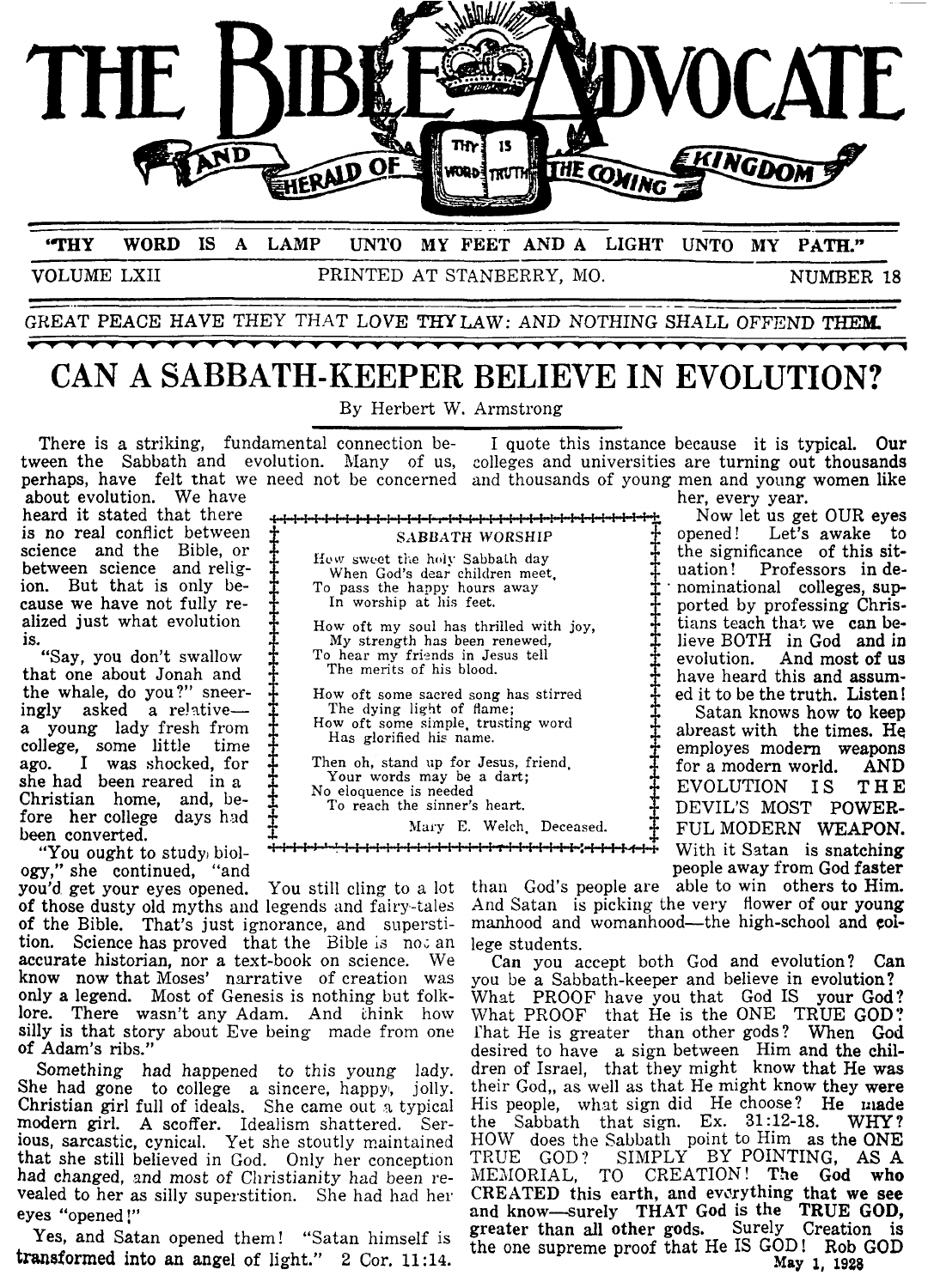# THE BIBLE ADVOCATE AND HERALD OF THE COMING KINGDOM

"THY WORD IS A LAMP UNTO MY FEET AND A LIGHT UNTO MY PATH."

VOLUME LXII — PRINTED AT STANBERRY, MO. — NUMBER 18

GREAT PEACE HAVE THEY THAT LOVE THY LAW: AND NOTHING SHALL OFFEND THEM.

# CAN A SABBATH-KEEPER BELIEVE IN EVOLUTION?

By Herbert W. Armstrong

There is a striking, fundamental connection between the Sabbath and evolution. Many of us, perhaps, have felt that we need not be concerned about evolution. We have heard it stated that there is no real conflict between science and the Bible, or between science and religion. But that is only because we have not fully realized just what evolution is.

"Say, you don't swallow that one about Jonah and the whale, do you?" sneeringly asked a relative—a young lady fresh from college, some little time ago. I was shocked, for she had been reared in a Christian home, and, before her college days had been converted.

"You ought to study biology," she continued, "and you'd get your eyes opened. You still cling to a lot of those dusty old myths and legends and fairy-tales of the Bible. That's just ignorance, and superstition. Science has proved that the Bible is not an accurate historian, nor a text-book on science. We know now that Moses' narrative of creation was only a legend. Most of Genesis is nothing but folklore. There wasn't any Adam. And think how silly is that story about Eve being made from one of Adam's ribs."

Something had happened to this young lady. She had gone to college a sincere, happy, jolly. Christian girl full of ideals. She came out a typical modern girl. A scoffer. Idealism shattered. Serious, sarcastic, cynical. Yet she stoutly maintained that she still believed in God. Only her conception had changed, and most of Christianity had been revealed to her as silly superstition. She had had her eyes "opened!"

Yes, and Satan opened them! "Satan himself is transformed into an angel of light." 2 Cor. 11:14.

> **SABBATH WORSHIP**
>
> How sweet the holy Sabbath day
> When God's dear children meet,
> To pass the happy hours away
> In worship at his feet.
>
> How oft my soul has thrilled with joy,
> My strength has been renewed,
> To hear my friends in Jesus tell
> The merits of his blood.
>
> How oft some sacred song has stirred
> The dying light of flame;
> How oft some simple, trusting word
> Has glorified his name.
>
> Then oh, stand up for Jesus, friend,
> Your words may be a dart;
> No eloquence is needed
> To reach the sinner's heart.
>
> Mary E. Welch, Deceased.

I quote this instance because it is typical. Our colleges and universities are turning out thousands and thousands of young men and young women like her, every year.

Now let us get OUR eyes opened! Let's awake to the significance of this situation! Professors in denominational colleges, supported by professing Christians teach that we can believe BOTH in God and in evolution. And most of us have heard this and assumed it to be the truth. Listen!

Satan knows how to keep abreast with the times. He employes modern weapons for a modern world. AND EVOLUTION IS THE DEVIL'S MOST POWERFUL MODERN WEAPON. With it Satan is snatching people away from God faster than God's people are able to win others to Him. And Satan is picking the very flower of our young manhood and womanhood—the high-school and college students.

Can you accept both God and evolution? Can you be a Sabbath-keeper and believe in evolution? What PROOF have you that God IS your God? What PROOF that He is the ONE TRUE GOD? That He is greater than other gods? When God desired to have a sign between Him and the children of Israel, that they might know that He was their God,, as well as that He might know they were His people, what sign did He choose? He made the Sabbath that sign. Ex. 31:12-18. WHY? HOW does the Sabbath point to Him as the ONE TRUE GOD? SIMPLY BY POINTING, AS A MEMORIAL, TO CREATION! The God who CREATED this earth, and everything that we see and know—surely THAT God is the TRUE GOD, greater than all other gods. Surely Creation is the one supreme proof that He IS GOD! Rob GOD

May 1, 1928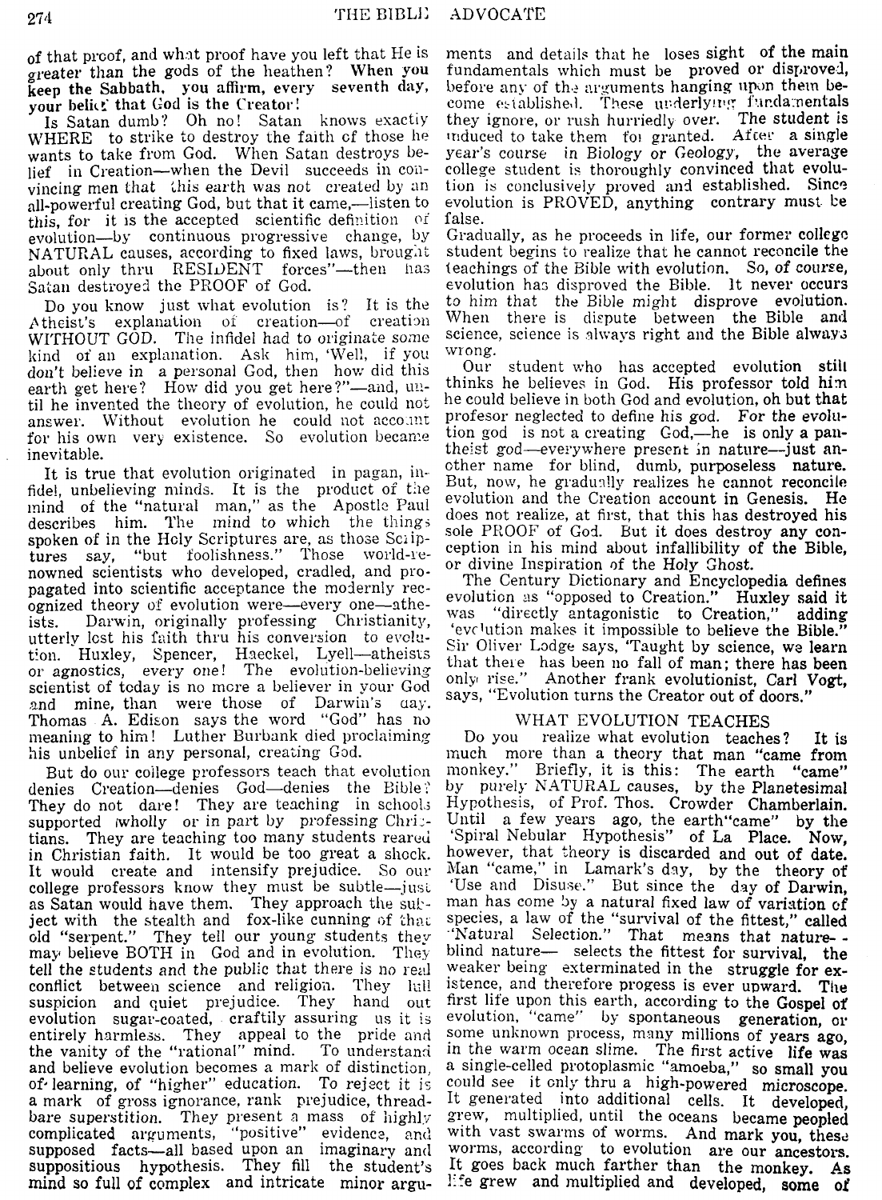of that proof, and what proof have you left that He is greater than the gods of the heathen? **When you keep the Sabbath, you affirm, every seventh day, your belief that God is the Creator!**

Is Satan dumb? Oh no! Satan knows exactly WHERE to strike to destroy the faith of those he wants to take from God. When Satan destroys belief in Creation—when the Devil succeeds in convincing men that this earth was not created by an all-powerful creating God, but that it came,—listen to this, for it is the accepted scientific definition of evolution—by continuous progressive change, by NATURAL causes, according to fixed laws, brought about only thru RESIDENT forces"—then has Satan destroyed the PROOF of God.

Do you know just what evolution is? It is the Atheist's explanation of creation—of creation WITHOUT GOD. The infidel had to originate some kind of an explanation. Ask him, 'Well, if you don't believe in a personal God, then how did this earth get here? How did you get here?"—and, until he invented the theory of evolution, he could not answer. Without evolution he could not account for his own very existence. So evolution became inevitable.

It is true that evolution originated in pagan, infidel, unbelieving minds. It is the product of the mind of the "natural man," as the Apostle Paul describes him. The mind to which the things spoken of in the Holy Scriptures are, as those Scriptures say, "but foolishness." Those world-renowned scientists who developed, cradled, and propagated into scientific acceptance the modernly recognized theory of evolution were—every one—atheists. Darwin, originally professing Christianity, utterly lost his faith thru his conversion to evolution. Huxley, Spencer, Haeckel, Lyell—atheists or agnostics, every one! The evolution-believing scientist of today is no more a believer in your God and mine, than were those of Darwin's day. Thomas A. Edison says the word "God" has no meaning to him! Luther Burbank died proclaiming his unbelief in any personal, creating God.

But do our college professors teach that evolution denies Creation—denies God—denies the Bible? They do not dare! They are teaching in schools supported wholly or in part by professing Christians. They are teaching too many students reared in Christian faith. It would be too great a shock. It would create and intensify prejudice. So our college professors know they must be subtle—just as Satan would have them. They approach the subject with the stealth and fox-like cunning of that old "serpent." They tell our young students they may believe BOTH in God and in evolution. They tell the students and the public that there is no real conflict between science and religion. They lull suspicion and quiet prejudice. They hand out evolution sugar-coated, craftily assuring us it is entirely harmless. They appeal to the pride and the vanity of the "rational" mind. To understand and believe evolution becomes a mark of distinction, of learning, of "higher" education. To reject it is a mark of gross ignorance, rank prejudice, threadbare superstition. They present a mass of highly complicated arguments, "positive" evidence, and supposed facts—all based upon an imaginary and suppositious hypothesis. They fill the student's mind so full of complex and intricate minor arguments and details that he loses sight of the main fundamentals which must be proved or disproved, before any of the arguments hanging upon them become established. These underlying fundamentals they ignore, or rush hurriedly over. The student is induced to take them for granted. After a single year's course in Biology or Geology, the average college student is thoroughly convinced that evolution is conclusively proved and established. Since evolution is PROVED, anything contrary must be false.

Gradually, as he proceeds in life, our former college student begins to realize that he cannot reconcile the teachings of the Bible with evolution. So, of course, evolution has disproved the Bible. It never occurs to him that the Bible *might* disprove evolution. When there is dispute between the Bible and science, science is always right and the Bible always wrong.

Our student who has accepted evolution still thinks he believes in God. His professor told him he could believe in both God and evolution, oh but that professor neglected to define his god. For the evolution god is not a creating God,—he is only a pantheist god—everywhere present in nature—just another name for blind, dumb, purposeless nature. But, now, he gradually realizes he cannot reconcile evolution and the Creation account in Genesis. He does not realize, at first, that this has destroyed his sole PROOF of God. But it does destroy any conception in his mind about infallibility of the Bible, or divine Inspiration of the Holy Ghost.

The Century Dictionary and Encyclopedia defines evolution as "opposed to Creation." Huxley said it was "directly antagonistic to Creation," adding 'evolution makes it impossible to believe the Bible." Sir Oliver Lodge says, 'Taught by science, we learn that there has been no fall of man; there has been only rise." Another frank evolutionist, Carl Vogt, says, "Evolution turns the Creator out of doors."

## WHAT EVOLUTION TEACHES

Do you realize what evolution teaches? It is much more than a theory that man "came from monkey." Briefly, it is this: The earth "came" by purely NATURAL causes, by the **Planetesimal** Hypothesis, of Prof. Thos. Crowder **Chamberlain.** Until a few years ago, the earth"came" by the 'Spiral Nebular Hypothesis" of La Place. Now, however, that theory is discarded and out of date. Man "came," in Lamark's day, by the theory of 'Use and Disuse." But since the day of Darwin, man has come by a natural fixed law of variation of species, a law of the "survival of the fittest," called "Natural Selection." That means that nature— blind nature— selects the fittest for survival, the weaker being exterminated in the struggle for existence, and therefore progess is ever upward. The first life upon this earth, according to the Gospel of evolution, "came" by spontaneous generation, or some unknown process, many millions of years ago, in the warm ocean slime. The first active life was a single-celled protoplasmic "amoeba," so small you could see it only thru a high-powered microscope. It generated into additional cells. It developed, grew, multiplied, until the oceans became peopled with vast swarms of worms. And mark you, these worms, according to evolution are our ancestors. It goes back much farther than the monkey. As life grew and multiplied and developed, some of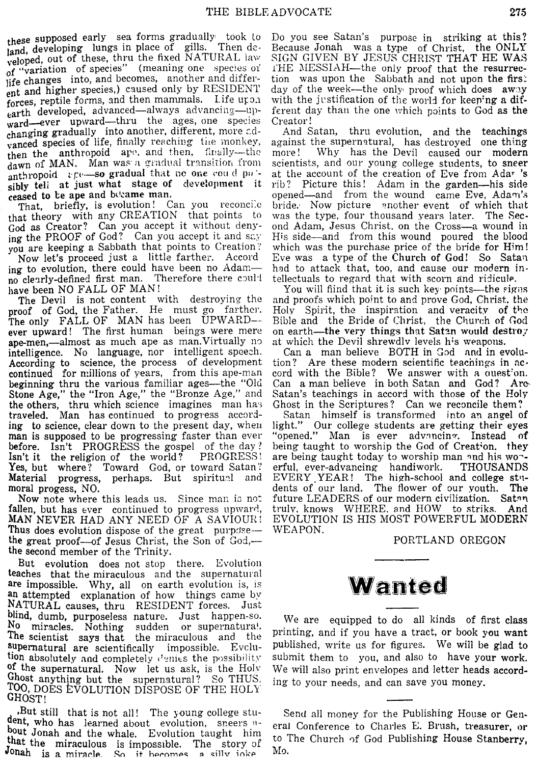these supposed early sea forms gradually took to land, developing lungs in place of gills. Then developed, out of these, thru the fixed NATURAL law of "variation of species" (meaning one species of life changes into, and becomes, another and different and higher species,) caused only by RESIDENT forces, reptile forms, and then mammals. Life upon earth developed, advanced—always advancing—upward—ever upward—thru the ages, one species changing gradually into another, different, more advanced species of life, finally reaching the monkey, then the anthropoid ape, and then, finally—the dawn of MAN. Man was a gradual transition from anthropoid ape—so gradual that no one could possibly tell at just what stage of development it ceased to be ape and became man.

That, briefly, is evolution! Can you reconcile that theory with any CREATION that points to God as Creator? Can you accept it without denying the PROOF of God? Can you accept it and say you are keeping a Sabbath that points to Creation?

Now let's proceed just a little farther. According to evolution, there could have been no Adam—no clearly-defined first man. Therefore there could have been NO FALL OF MAN!

The Devil is not content with destroying the proof of God, the Father. He must go farther. The only FALL OF MAN has been UPWARD—ever upward! The first human beings were mere ape-men,—almost as much ape as man. Virtually no intelligence. No language, nor intelligent speech. According to science, the process of development continued for millions of years, from this ape-man beginning thru the various familiar ages—the "Old Stone Age," the "Iron Age," the "Bronze Age," and the others, thru which science imagines man has traveled. Man has continued to progress according to science, clear down to the present day, when man is supposed to be progressing faster than ever before. Isn't PROGRESS the gospel of the day? Isn't it the religion of the world? PROGRESS! Yes, but where? Toward God, or toward Satan? Material progress, perhaps. But spiritual and moral progess, NO.

Now note where this leads us. Since man is not fallen, but has ever continued to progress upward, MAN NEVER HAD ANY NEED OF A SAVIOUR! Thus does evolution dispose of the great purpose—the great proof—of Jesus Christ, the Son of God,—the second member of the Trinity.

But evolution does not stop there. Evolution teaches that the miraculous and the supernatural are impossible. Why, all on earth evolution is, is an attempted explanation of how things came by NATURAL causes, thru RESIDENT forces. Just blind, dumb, purposeless nature. Just happen-so. No miracles. Nothing sudden or supernatural. The scientist says that the miraculous and the supernatural are scientifically impossible. Evolution absolutely and completely denies the possibility of the supernatural. Now let us ask, is the Holy Ghost anything but the supernatural? So THUS, TOO, DOES EVOLUTION DISPOSE OF THE HOLY GHOST!

But still that is not all! The young college student, who has learned about evolution, sneers about Jonah and the whale. Evolution taught him that the miraculous is impossible. The story of Jonah is a miracle. So it becomes a silly joke. Do you see Satan's purpose in striking at this? Because Jonah was a type of Christ, the ONLY SIGN GIVEN BY JESUS CHRIST THAT HE WAS THE MESSIAH—the only proof that the resurrection was upon the Sabbath and not upon the first day of the week—the only proof which does away with the justification of the world for keeping a different day than the one which points to God as the Creator!

And Satan, thru evolution, and the teachings against the supernatural, has destroyed one thing more! Why has the Devil caused our modern scientists, and our young college students, to sneer at the account of the creation of Eve from Adam's rib? Picture this! Adam in the garden—his side opened—and from the wound came Eve, Adam's bride. Now picture another event of which that was the type, four thousand years later. The Second Adam, Jesus Christ, on the Cross—a wound in His side—and from this wound poured the blood which was the purchase price of the bride for Him! Eve was a type of the Church of God! So Satan had to attack that, too, and cause our modern intellectuals to regard that with scorn and ridicule.

You will find that it is such key points—the signs and proofs which point to and prove God, Christ, the Holy Spirit, the inspiration and veracity of the Bible and the Bride of Christ, the Church of God on earth—**the very things that Satan would destroy** at which the Devil shrewdly levels his weapons.

Can a man believe BOTH in God and in evolution? Are these modern scientific teachings in accord with the Bible? We answer with a question. Can a man believe in both Satan and God? Are Satan's teachings in accord with those of the Holy Ghost in the Scriptures? Can we reconcile them?

Satan himself is transformed into an angel of light." Our college students are getting their eyes "opened." Man is ever advancing. Instead of being taught to worship the God of Creation, they are being taught today to worship man and his wonderful, ever-advancing handiwork. THOUSANDS EVERY YEAR! The high-school and college students of our land. The flower of our youth. The future LEADERS of our modern civilization. Satan truly, knows WHERE, and HOW to strike. And EVOLUTION IS HIS MOST POWERFUL MODERN WEAPON.

PORTLAND OREGON

---

# Wanted

---

We are equipped to do all kinds of first class printing, and if you have a tract, or book you want published, write us for figures. We will be glad to submit them to you, and also to have your work. We will also print envelopes and letter heads according to your needs, and can save you money.

---

Send all money for the Publishing House or General Conference to Charles E. Brush, treasurer, or to The Church of God Publishing House Stanberry, Mo.